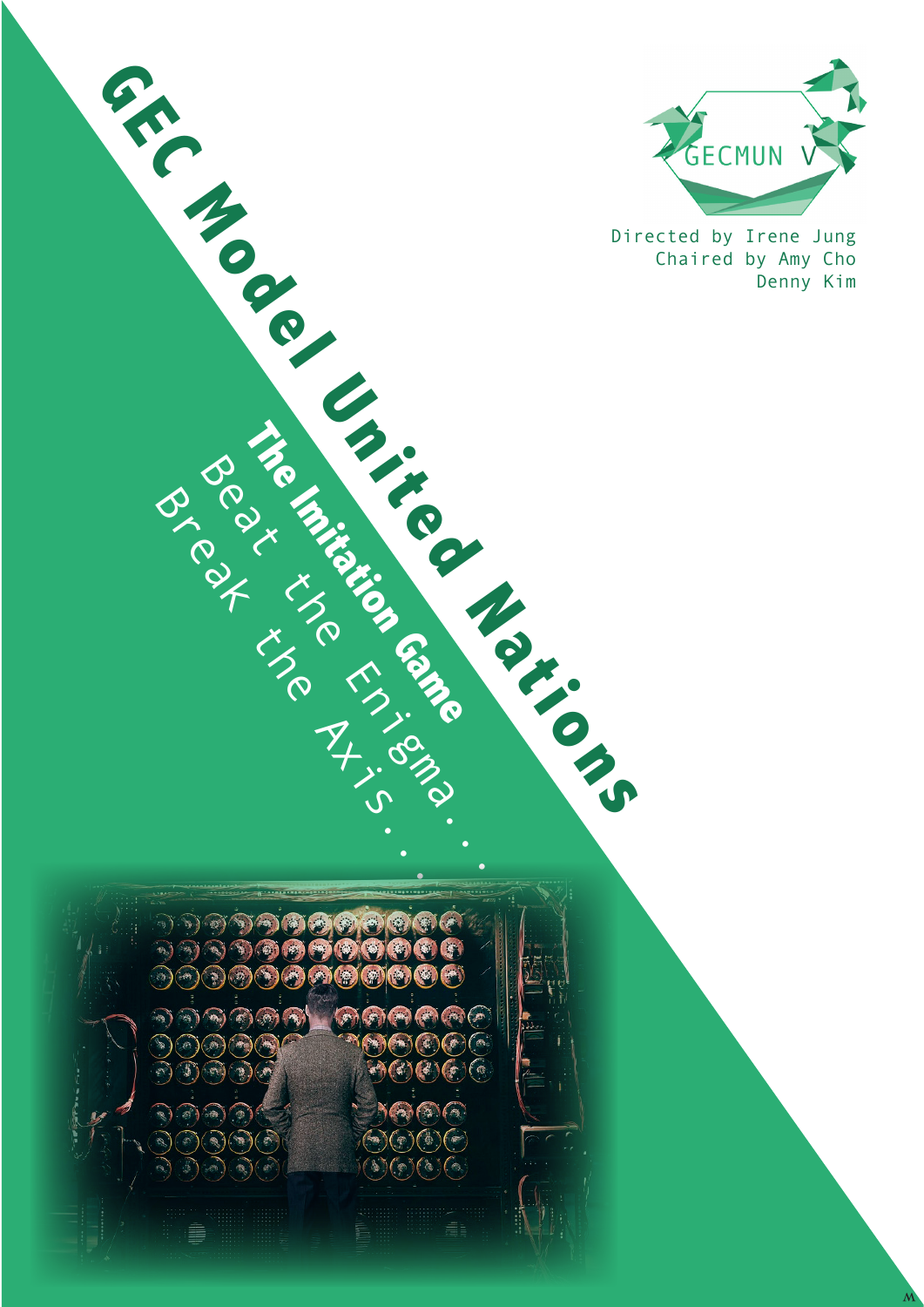# GEC Model United Nations

## The Imitation Game

Beat the Enigma...

Break the Axis...

GECMUN V

Directed by Irene Jung

Chaired by Amy Cho

Denny Kim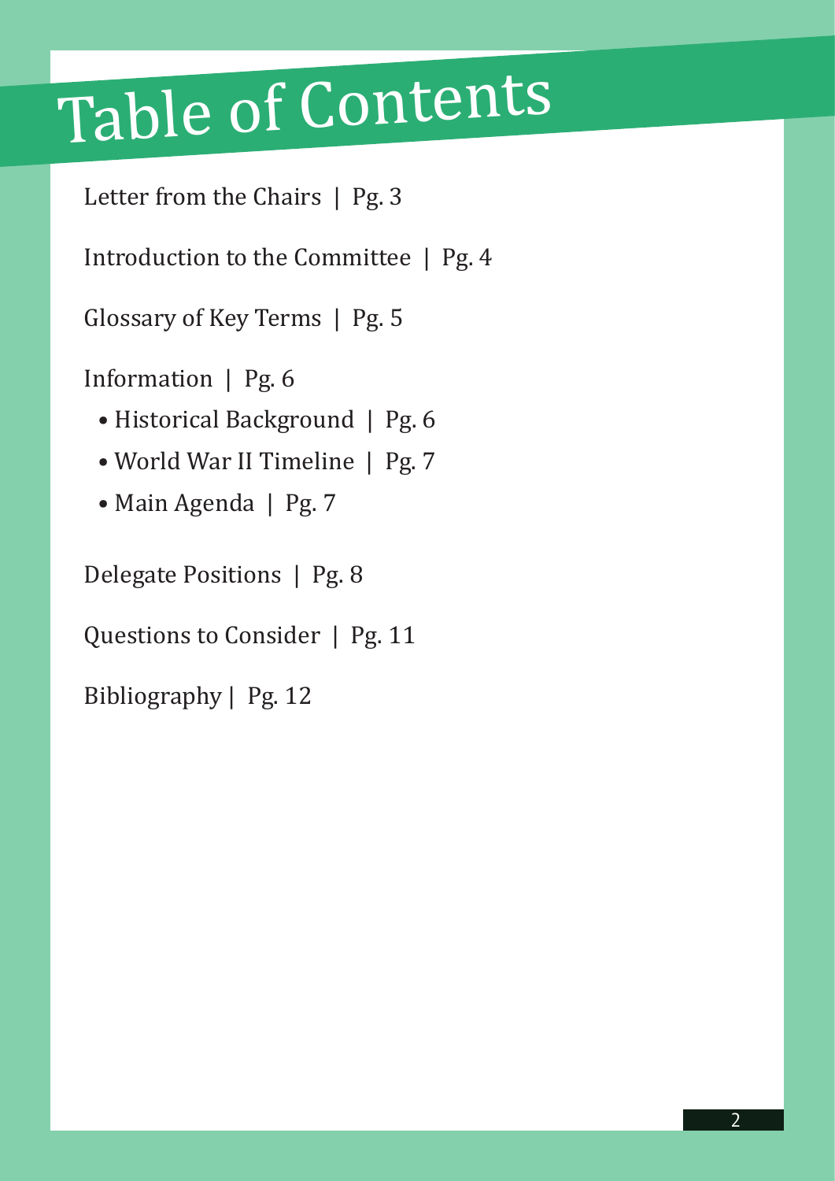# Table of Contents

Letter from the Chairs | Pg. 3

Introduction to the Committee | Pg. 4

Glossary of Key Terms | Pg. 5

Information | Pg. 6

- Historical Background | Pg. 6
- World War II Timeline | Pg. 7
- Main Agenda | Pg. 7

Delegate Positions | Pg. 8

Questions to Consider | Pg. 11

Bibliography | Pg. 12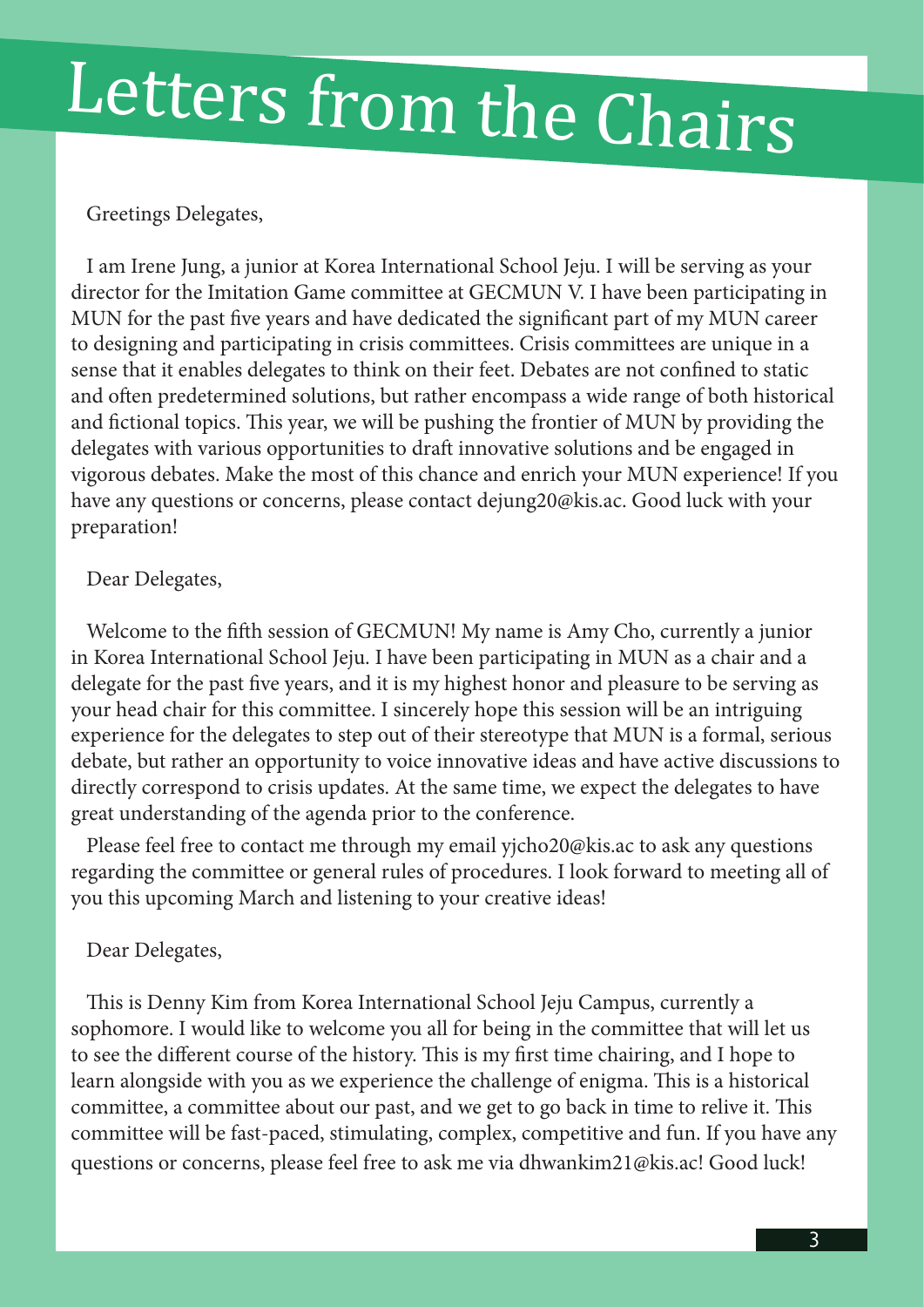# Letters from the Chairs

Greetings Delegates,

I am Irene Jung, a junior at Korea International School Jeju. I will be serving as your director for the Imitation Game committee at GECMUN V. I have been participating in MUN for the past five years and have dedicated the significant part of my MUN career to designing and participating in crisis committees. Crisis committees are unique in a sense that it enables delegates to think on their feet. Debates are not confined to static and often predetermined solutions, but rather encompass a wide range of both historical and fictional topics. This year, we will be pushing the frontier of MUN by providing the delegates with various opportunities to draft innovative solutions and be engaged in vigorous debates. Make the most of this chance and enrich your MUN experience! If you have any questions or concerns, please contact dejung20@kis.ac. Good luck with your preparation!

Dear Delegates,

Welcome to the fifth session of GECMUN! My name is Amy Cho, currently a junior in Korea International School Jeju. I have been participating in MUN as a chair and a delegate for the past five years, and it is my highest honor and pleasure to be serving as your head chair for this committee. I sincerely hope this session will be an intriguing experience for the delegates to step out of their stereotype that MUN is a formal, serious debate, but rather an opportunity to voice innovative ideas and have active discussions to directly correspond to crisis updates. At the same time, we expect the delegates to have great understanding of the agenda prior to the conference.

Please feel free to contact me through my email yjcho20@kis.ac to ask any questions regarding the committee or general rules of procedures. I look forward to meeting all of you this upcoming March and listening to your creative ideas!

Dear Delegates,

This is Denny Kim from Korea International School Jeju Campus, currently a sophomore. I would like to welcome you all for being in the committee that will let us to see the different course of the history. This is my first time chairing, and I hope to learn alongside with you as we experience the challenge of enigma. This is a historical committee, a committee about our past, and we get to go back in time to relive it. This committee will be fast-paced, stimulating, complex, competitive and fun. If you have any questions or concerns, please feel free to ask me via dhwankim21@kis.ac! Good luck!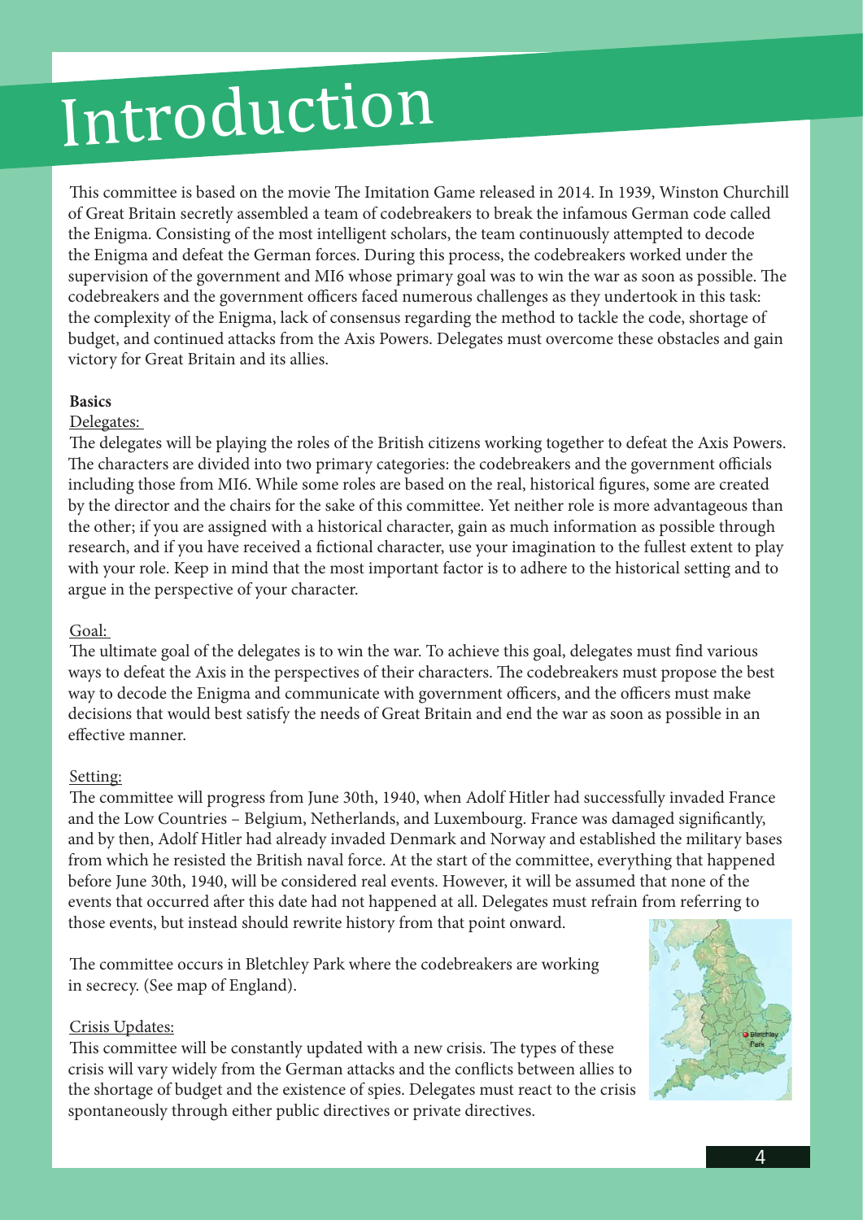# Introduction

This committee is based on the movie The Imitation Game released in 2014. In 1939, Winston Churchill of Great Britain secretly assembled a team of codebreakers to break the infamous German code called the Enigma. Consisting of the most intelligent scholars, the team continuously attempted to decode the Enigma and defeat the German forces. During this process, the codebreakers worked under the supervision of the government and MI6 whose primary goal was to win the war as soon as possible. The codebreakers and the government officers faced numerous challenges as they undertook in this task: the complexity of the Enigma, lack of consensus regarding the method to tackle the code, shortage of budget, and continued attacks from the Axis Powers. Delegates must overcome these obstacles and gain victory for Great Britain and its allies.

**Basics**

Delegates:

The delegates will be playing the roles of the British citizens working together to defeat the Axis Powers. The characters are divided into two primary categories: the codebreakers and the government officials including those from MI6. While some roles are based on the real, historical figures, some are created by the director and the chairs for the sake of this committee. Yet neither role is more advantageous than the other; if you are assigned with a historical character, gain as much information as possible through research, and if you have received a fictional character, use your imagination to the fullest extent to play with your role. Keep in mind that the most important factor is to adhere to the historical setting and to argue in the perspective of your character.

Goal:

The ultimate goal of the delegates is to win the war. To achieve this goal, delegates must find various ways to defeat the Axis in the perspectives of their characters. The codebreakers must propose the best way to decode the Enigma and communicate with government officers, and the officers must make decisions that would best satisfy the needs of Great Britain and end the war as soon as possible in an effective manner.

Setting:

The committee will progress from June 30th, 1940, when Adolf Hitler had successfully invaded France and the Low Countries – Belgium, Netherlands, and Luxembourg. France was damaged significantly, and by then, Adolf Hitler had already invaded Denmark and Norway and established the military bases from which he resisted the British naval force. At the start of the committee, everything that happened before June 30th, 1940, will be considered real events. However, it will be assumed that none of the events that occurred after this date had not happened at all. Delegates must refrain from referring to those events, but instead should rewrite history from that point onward.

The committee occurs in Bletchley Park where the codebreakers are working in secrecy. (See map of England).

Crisis Updates:

This committee will be constantly updated with a new crisis. The types of these crisis will vary widely from the German attacks and the conflicts between allies to the shortage of budget and the existence of spies. Delegates must react to the crisis spontaneously through either public directives or private directives.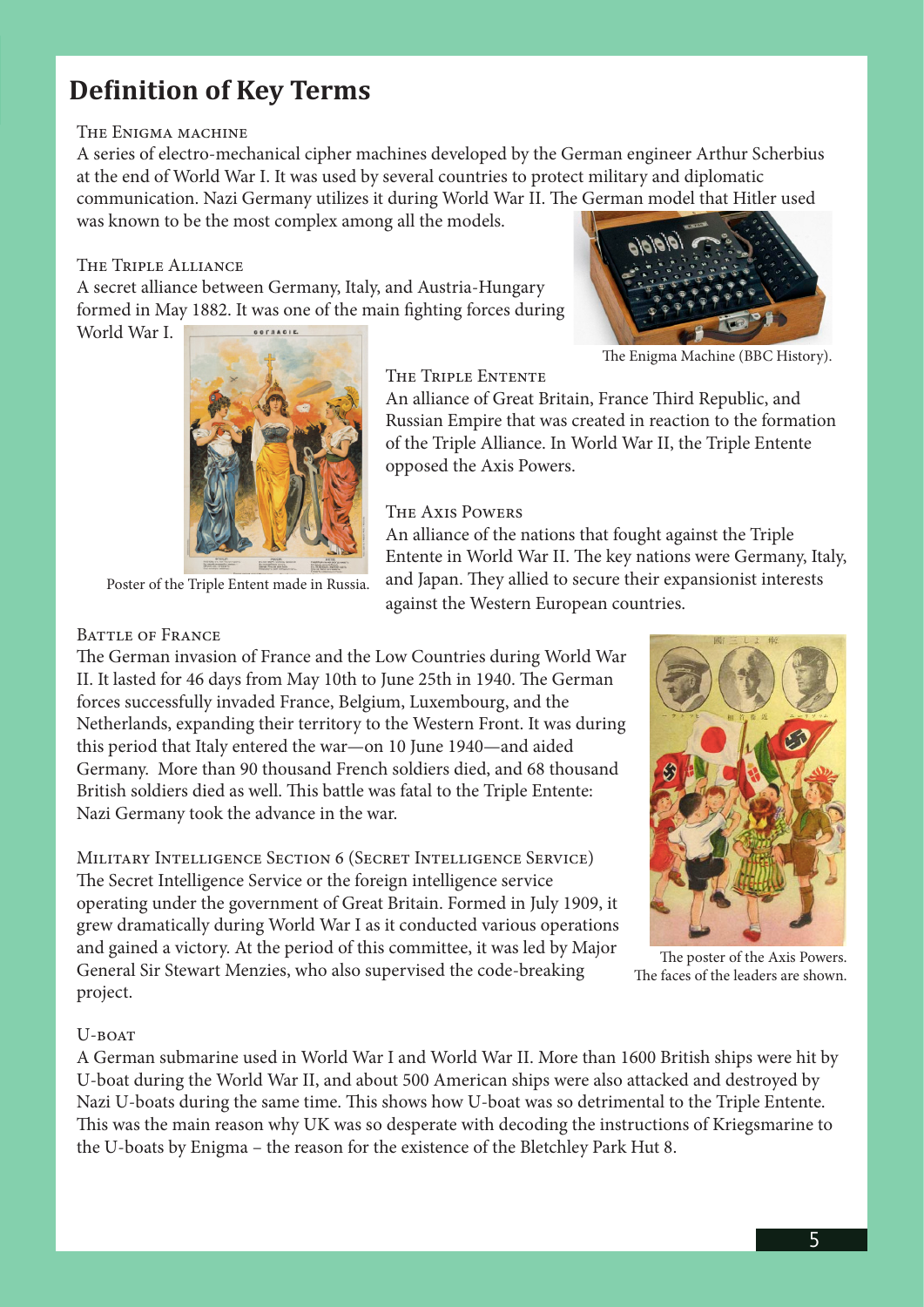# Definition of Key Terms

### The Enigma machine

A series of electro-mechanical cipher machines developed by the German engineer Arthur Scherbius at the end of World War I. It was used by several countries to protect military and diplomatic communication. Nazi Germany utilizes it during World War II. The German model that Hitler used was known to be the most complex among all the models.

The Enigma Machine (BBC History).

### The Triple Alliance

A secret alliance between Germany, Italy, and Austria-Hungary formed in May 1882. It was one of the main fighting forces during World War I.

Poster of the Triple Entent made in Russia.

### The Triple Entente

An alliance of Great Britain, France Third Republic, and Russian Empire that was created in reaction to the formation of the Triple Alliance. In World War II, the Triple Entente opposed the Axis Powers.

### The Axis Powers

An alliance of the nations that fought against the Triple Entente in World War II. The key nations were Germany, Italy, and Japan. They allied to secure their expansionist interests against the Western European countries.

### Battle of France

The German invasion of France and the Low Countries during World War II. It lasted for 46 days from May 10th to June 25th in 1940. The German forces successfully invaded France, Belgium, Luxembourg, and the Netherlands, expanding their territory to the Western Front. It was during this period that Italy entered the war—on 10 June 1940—and aided Germany. More than 90 thousand French soldiers died, and 68 thousand British soldiers died as well. This battle was fatal to the Triple Entente: Nazi Germany took the advance in the war.

### Military Intelligence Section 6 (Secret Intelligence Service)

The Secret Intelligence Service or the foreign intelligence service operating under the government of Great Britain. Formed in July 1909, it grew dramatically during World War I as it conducted various operations and gained a victory. At the period of this committee, it was led by Major General Sir Stewart Menzies, who also supervised the code-breaking project.

The poster of the Axis Powers. The faces of the leaders are shown.

### U-boat

A German submarine used in World War I and World War II. More than 1600 British ships were hit by U-boat during the World War II, and about 500 American ships were also attacked and destroyed by Nazi U-boats during the same time. This shows how U-boat was so detrimental to the Triple Entente. This was the main reason why UK was so desperate with decoding the instructions of Kriegsmarine to the U-boats by Enigma – the reason for the existence of the Bletchley Park Hut 8.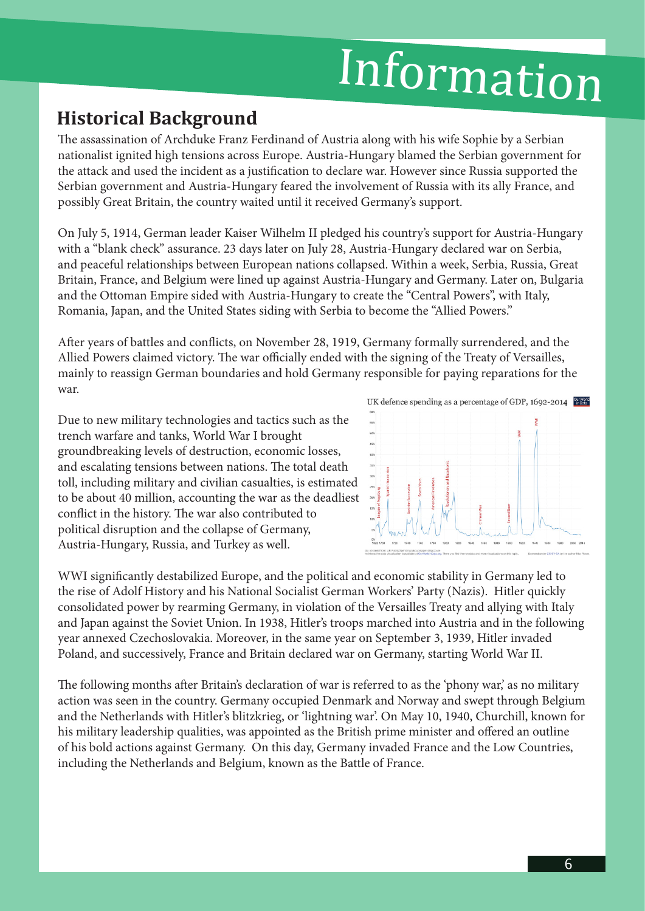# Information

## Historical Background

The assassination of Archduke Franz Ferdinand of Austria along with his wife Sophie by a Serbian nationalist ignited high tensions across Europe. Austria-Hungary blamed the Serbian government for the attack and used the incident as a justification to declare war. However since Russia supported the Serbian government and Austria-Hungary feared the involvement of Russia with its ally France, and possibly Great Britain, the country waited until it received Germany's support.

On July 5, 1914, German leader Kaiser Wilhelm II pledged his country's support for Austria-Hungary with a "blank check" assurance. 23 days later on July 28, Austria-Hungary declared war on Serbia, and peaceful relationships between European nations collapsed. Within a week, Serbia, Russia, Great Britain, France, and Belgium were lined up against Austria-Hungary and Germany. Later on, Bulgaria and the Ottoman Empire sided with Austria-Hungary to create the "Central Powers", with Italy, Romania, Japan, and the United States siding with Serbia to become the "Allied Powers."

After years of battles and conflicts, on November 28, 1919, Germany formally surrendered, and the Allied Powers claimed victory. The war officially ended with the signing of the Treaty of Versailles, mainly to reassign German boundaries and hold Germany responsible for paying reparations for the war.

Due to new military technologies and tactics such as the trench warfare and tanks, World War I brought groundbreaking levels of destruction, economic losses, and escalating tensions between nations. The total death toll, including military and civilian casualties, is estimated to be about 40 million, accounting the war as the deadliest conflict in the history. The war also contributed to political disruption and the collapse of Germany, Austria-Hungary, Russia, and Turkey as well.

UK defence spending as a percentage of GDP, 1692-2014

WWI significantly destabilized Europe, and the political and economic stability in Germany led to the rise of Adolf History and his National Socialist German Workers' Party (Nazis). Hitler quickly consolidated power by rearming Germany, in violation of the Versailles Treaty and allying with Italy and Japan against the Soviet Union. In 1938, Hitler's troops marched into Austria and in the following year annexed Czechoslovakia. Moreover, in the same year on September 3, 1939, Hitler invaded Poland, and successively, France and Britain declared war on Germany, starting World War II.

The following months after Britain's declaration of war is referred to as the 'phony war,' as no military action was seen in the country. Germany occupied Denmark and Norway and swept through Belgium and the Netherlands with Hitler's blitzkrieg, or 'lightning war'. On May 10, 1940, Churchill, known for his military leadership qualities, was appointed as the British prime minister and offered an outline of his bold actions against Germany. On this day, Germany invaded France and the Low Countries, including the Netherlands and Belgium, known as the Battle of France.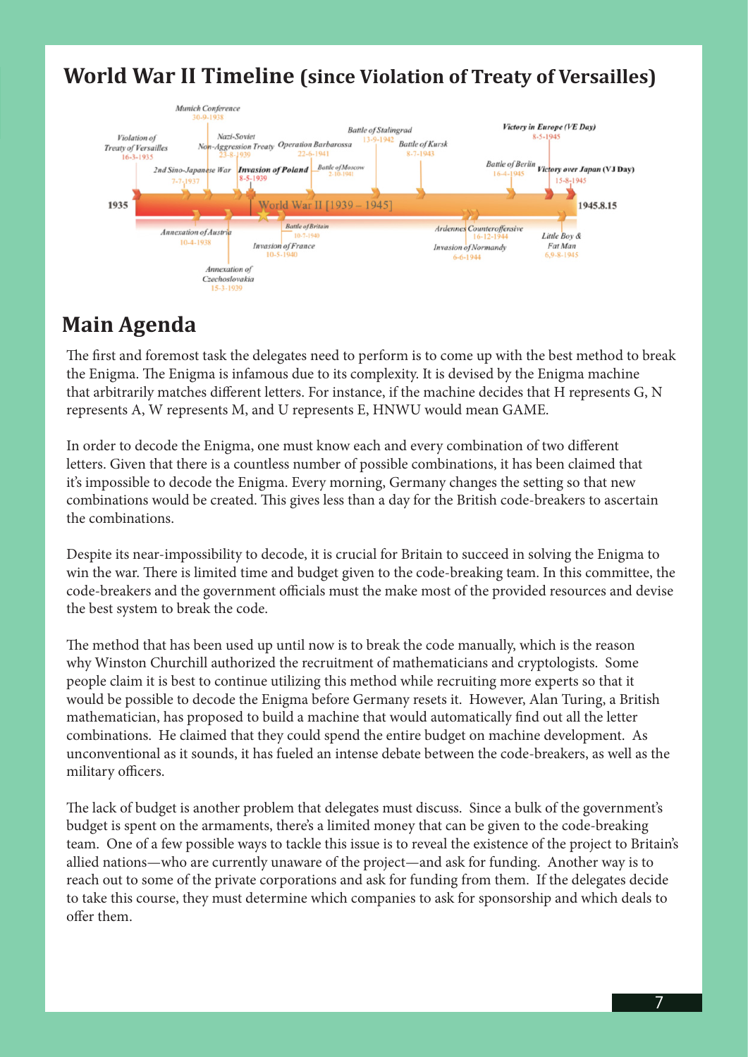# World War II Timeline (since Violation of Treaty of Versailles)

1935 — World War II [1939 – 1945] — 1945.8.15

- Violation of Treaty of Versailles 16-3-1935
- 2nd Sino-Japanese War 7-7-1937
- Annexation of Austria 10-4-1938
- Munich Conference 30-9-1938
- Annexation of Czechoslovakia 15-3-1939
- Nazi-Soviet Non-Aggression Treaty 23-8-1939
- Invasion of Poland 8-5-1939
- Invasion of France 10-5-1940
- Battle of Britain 10-7-1940
- Operation Barbarossa 22-6-1941
- Battle of Moscow 2-10-1941
- Battle of Stalingrad 13-9-1942
- Battle of Kursk 8-7-1943
- Invasion of Normandy 6-6-1944
- Ardennes Counteroffensive 16-12-1944
- Battle of Berlin 16-4-1945
- Victory in Europe (VE Day) 8-5-1945
- Little Boy & Fat Man 6,9-8-1945
- Victory over Japan (VJ Day) 15-8-1945

## Main Agenda

The first and foremost task the delegates need to perform is to come up with the best method to break the Enigma. The Enigma is infamous due to its complexity. It is devised by the Enigma machine that arbitrarily matches different letters. For instance, if the machine decides that H represents G, N represents A, W represents M, and U represents E, HNWU would mean GAME.

In order to decode the Enigma, one must know each and every combination of two different letters. Given that there is a countless number of possible combinations, it has been claimed that it's impossible to decode the Enigma. Every morning, Germany changes the setting so that new combinations would be created. This gives less than a day for the British code-breakers to ascertain the combinations.

Despite its near-impossibility to decode, it is crucial for Britain to succeed in solving the Enigma to win the war. There is limited time and budget given to the code-breaking team. In this committee, the code-breakers and the government officials must the make most of the provided resources and devise the best system to break the code.

The method that has been used up until now is to break the code manually, which is the reason why Winston Churchill authorized the recruitment of mathematicians and cryptologists. Some people claim it is best to continue utilizing this method while recruiting more experts so that it would be possible to decode the Enigma before Germany resets it. However, Alan Turing, a British mathematician, has proposed to build a machine that would automatically find out all the letter combinations. He claimed that they could spend the entire budget on machine development. As unconventional as it sounds, it has fueled an intense debate between the code-breakers, as well as the military officers.

The lack of budget is another problem that delegates must discuss. Since a bulk of the government's budget is spent on the armaments, there's a limited money that can be given to the code-breaking team. One of a few possible ways to tackle this issue is to reveal the existence of the project to Britain's allied nations—who are currently unaware of the project—and ask for funding. Another way is to reach out to some of the private corporations and ask for funding from them. If the delegates decide to take this course, they must determine which companies to ask for sponsorship and which deals to offer them.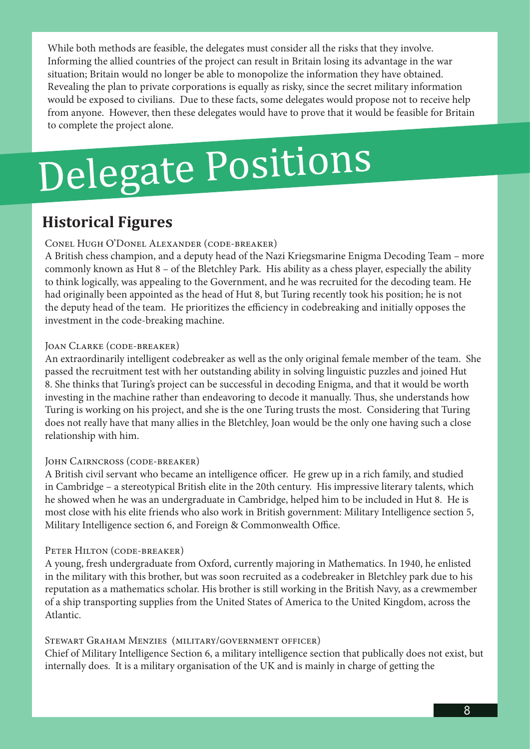While both methods are feasible, the delegates must consider all the risks that they involve. Informing the allied countries of the project can result in Britain losing its advantage in the war situation; Britain would no longer be able to monopolize the information they have obtained. Revealing the plan to private corporations is equally as risky, since the secret military information would be exposed to civilians. Due to these facts, some delegates would propose not to receive help from anyone. However, then these delegates would have to prove that it would be feasible for Britain to complete the project alone.

# Delegate Positions

## Historical Figures

Conel Hugh O'Donel Alexander (code-breaker)

A British chess champion, and a deputy head of the Nazi Kriegsmarine Enigma Decoding Team – more commonly known as Hut 8 – of the Bletchley Park. His ability as a chess player, especially the ability to think logically, was appealing to the Government, and he was recruited for the decoding team. He had originally been appointed as the head of Hut 8, but Turing recently took his position; he is not the deputy head of the team. He prioritizes the efficiency in codebreaking and initially opposes the investment in the code-breaking machine.

Joan Clarke (code-breaker)

An extraordinarily intelligent codebreaker as well as the only original female member of the team. She passed the recruitment test with her outstanding ability in solving linguistic puzzles and joined Hut 8. She thinks that Turing's project can be successful in decoding Enigma, and that it would be worth investing in the machine rather than endeavoring to decode it manually. Thus, she understands how Turing is working on his project, and she is the one Turing trusts the most. Considering that Turing does not really have that many allies in the Bletchley, Joan would be the only one having such a close relationship with him.

John Cairncross (code-breaker)

A British civil servant who became an intelligence officer. He grew up in a rich family, and studied in Cambridge – a stereotypical British elite in the 20th century. His impressive literary talents, which he showed when he was an undergraduate in Cambridge, helped him to be included in Hut 8. He is most close with his elite friends who also work in British government: Military Intelligence section 5, Military Intelligence section 6, and Foreign & Commonwealth Office.

Peter Hilton (code-breaker)

A young, fresh undergraduate from Oxford, currently majoring in Mathematics. In 1940, he enlisted in the military with this brother, but was soon recruited as a codebreaker in Bletchley park due to his reputation as a mathematics scholar. His brother is still working in the British Navy, as a crewmember of a ship transporting supplies from the United States of America to the United Kingdom, across the Atlantic.

Stewart Graham Menzies (military/government officer)

Chief of Military Intelligence Section 6, a military intelligence section that publically does not exist, but internally does. It is a military organisation of the UK and is mainly in charge of getting the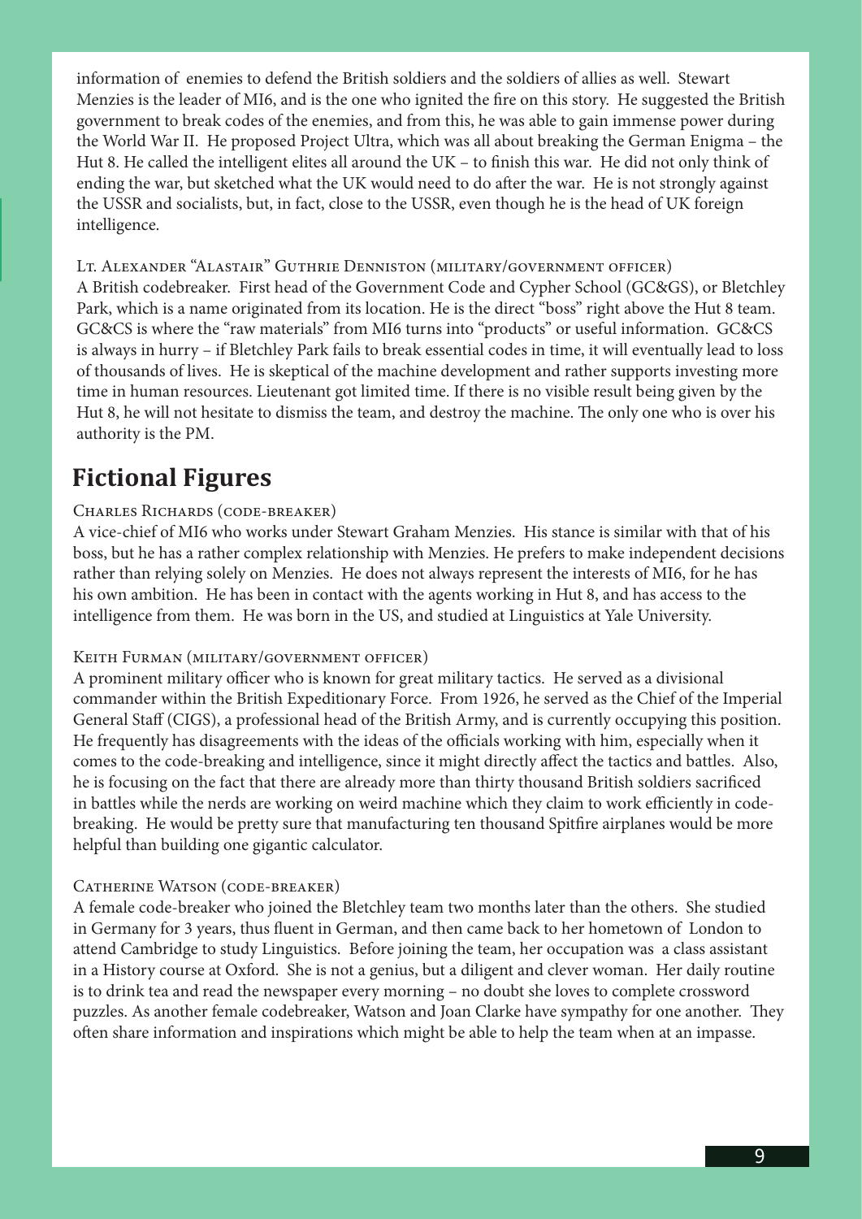information of enemies to defend the British soldiers and the soldiers of allies as well. Stewart Menzies is the leader of MI6, and is the one who ignited the fire on this story. He suggested the British government to break codes of the enemies, and from this, he was able to gain immense power during the World War II. He proposed Project Ultra, which was all about breaking the German Enigma – the Hut 8. He called the intelligent elites all around the UK – to finish this war. He did not only think of ending the war, but sketched what the UK would need to do after the war. He is not strongly against the USSR and socialists, but, in fact, close to the USSR, even though he is the head of UK foreign intelligence.

Lt. Alexander "Alastair" Guthrie Denniston (military/government officer)
A British codebreaker. First head of the Government Code and Cypher School (GC&GS), or Bletchley Park, which is a name originated from its location. He is the direct "boss" right above the Hut 8 team. GC&CS is where the "raw materials" from MI6 turns into "products" or useful information. GC&CS is always in hurry – if Bletchley Park fails to break essential codes in time, it will eventually lead to loss of thousands of lives. He is skeptical of the machine development and rather supports investing more time in human resources. Lieutenant got limited time. If there is no visible result being given by the Hut 8, he will not hesitate to dismiss the team, and destroy the machine. The only one who is over his authority is the PM.

## Fictional Figures

Charles Richards (code-breaker)
A vice-chief of MI6 who works under Stewart Graham Menzies. His stance is similar with that of his boss, but he has a rather complex relationship with Menzies. He prefers to make independent decisions rather than relying solely on Menzies. He does not always represent the interests of MI6, for he has his own ambition. He has been in contact with the agents working in Hut 8, and has access to the intelligence from them. He was born in the US, and studied at Linguistics at Yale University.

Keith Furman (military/government officer)
A prominent military officer who is known for great military tactics. He served as a divisional commander within the British Expeditionary Force. From 1926, he served as the Chief of the Imperial General Staff (CIGS), a professional head of the British Army, and is currently occupying this position. He frequently has disagreements with the ideas of the officials working with him, especially when it comes to the code-breaking and intelligence, since it might directly affect the tactics and battles. Also, he is focusing on the fact that there are already more than thirty thousand British soldiers sacrificed in battles while the nerds are working on weird machine which they claim to work efficiently in code-breaking. He would be pretty sure that manufacturing ten thousand Spitfire airplanes would be more helpful than building one gigantic calculator.

Catherine Watson (code-breaker)
A female code-breaker who joined the Bletchley team two months later than the others. She studied in Germany for 3 years, thus fluent in German, and then came back to her hometown of London to attend Cambridge to study Linguistics. Before joining the team, her occupation was a class assistant in a History course at Oxford. She is not a genius, but a diligent and clever woman. Her daily routine is to drink tea and read the newspaper every morning – no doubt she loves to complete crossword puzzles. As another female codebreaker, Watson and Joan Clarke have sympathy for one another. They often share information and inspirations which might be able to help the team when at an impasse.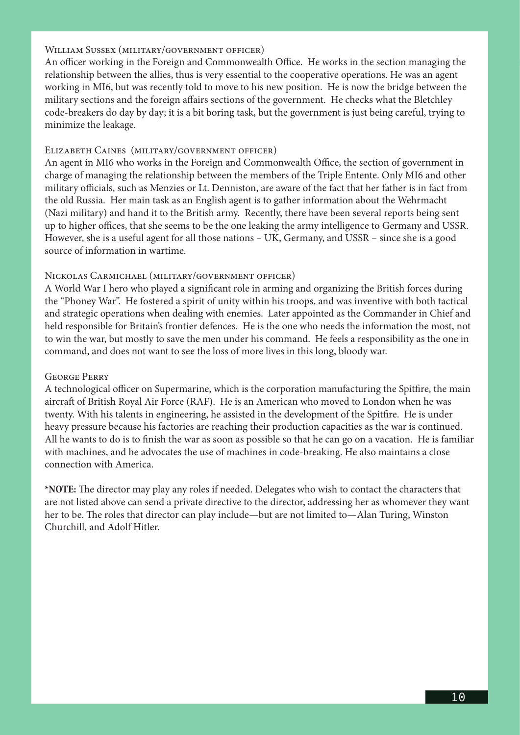### William Sussex (military/government officer)

An officer working in the Foreign and Commonwealth Office. He works in the section managing the relationship between the allies, thus is very essential to the cooperative operations. He was an agent working in MI6, but was recently told to move to his new position. He is now the bridge between the military sections and the foreign affairs sections of the government. He checks what the Bletchley code-breakers do day by day; it is a bit boring task, but the government is just being careful, trying to minimize the leakage.

### Elizabeth Caines (military/government officer)

An agent in MI6 who works in the Foreign and Commonwealth Office, the section of government in charge of managing the relationship between the members of the Triple Entente. Only MI6 and other military officials, such as Menzies or Lt. Denniston, are aware of the fact that her father is in fact from the old Russia. Her main task as an English agent is to gather information about the Wehrmacht (Nazi military) and hand it to the British army. Recently, there have been several reports being sent up to higher offices, that she seems to be the one leaking the army intelligence to Germany and USSR. However, she is a useful agent for all those nations – UK, Germany, and USSR – since she is a good source of information in wartime.

### Nickolas Carmichael (military/government officer)

A World War I hero who played a significant role in arming and organizing the British forces during the "Phoney War". He fostered a spirit of unity within his troops, and was inventive with both tactical and strategic operations when dealing with enemies. Later appointed as the Commander in Chief and held responsible for Britain's frontier defences. He is the one who needs the information the most, not to win the war, but mostly to save the men under his command. He feels a responsibility as the one in command, and does not want to see the loss of more lives in this long, bloody war.

### George Perry

A technological officer on Supermarine, which is the corporation manufacturing the Spitfire, the main aircraft of British Royal Air Force (RAF). He is an American who moved to London when he was twenty. With his talents in engineering, he assisted in the development of the Spitfire. He is under heavy pressure because his factories are reaching their production capacities as the war is continued. All he wants to do is to finish the war as soon as possible so that he can go on a vacation. He is familiar with machines, and he advocates the use of machines in code-breaking. He also maintains a close connection with America.

***NOTE:** The director may play any roles if needed. Delegates who wish to contact the characters that are not listed above can send a private directive to the director, addressing her as whomever they want her to be. The roles that director can play include—but are not limited to—Alan Turing, Winston Churchill, and Adolf Hitler.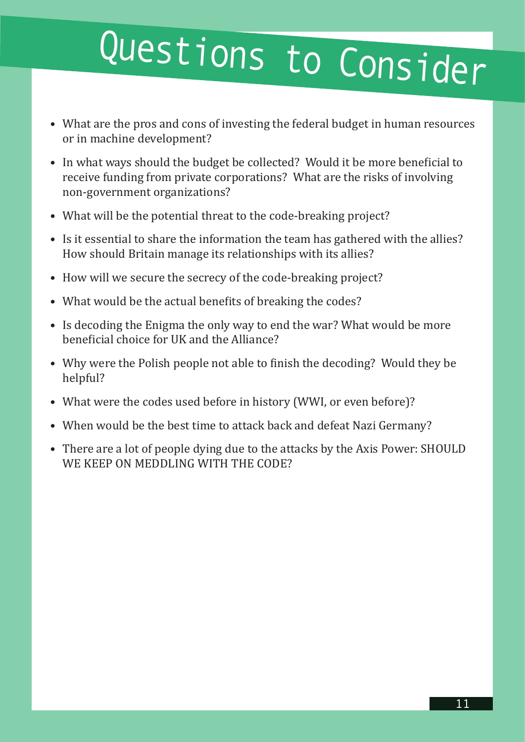# Questions to Consider

- What are the pros and cons of investing the federal budget in human resources or in machine development?
- In what ways should the budget be collected? Would it be more beneficial to receive funding from private corporations? What are the risks of involving non-government organizations?
- What will be the potential threat to the code-breaking project?
- Is it essential to share the information the team has gathered with the allies? How should Britain manage its relationships with its allies?
- How will we secure the secrecy of the code-breaking project?
- What would be the actual benefits of breaking the codes?
- Is decoding the Enigma the only way to end the war? What would be more beneficial choice for UK and the Alliance?
- Why were the Polish people not able to finish the decoding? Would they be helpful?
- What were the codes used before in history (WWI, or even before)?
- When would be the best time to attack back and defeat Nazi Germany?
- There are a lot of people dying due to the attacks by the Axis Power: SHOULD WE KEEP ON MEDDLING WITH THE CODE?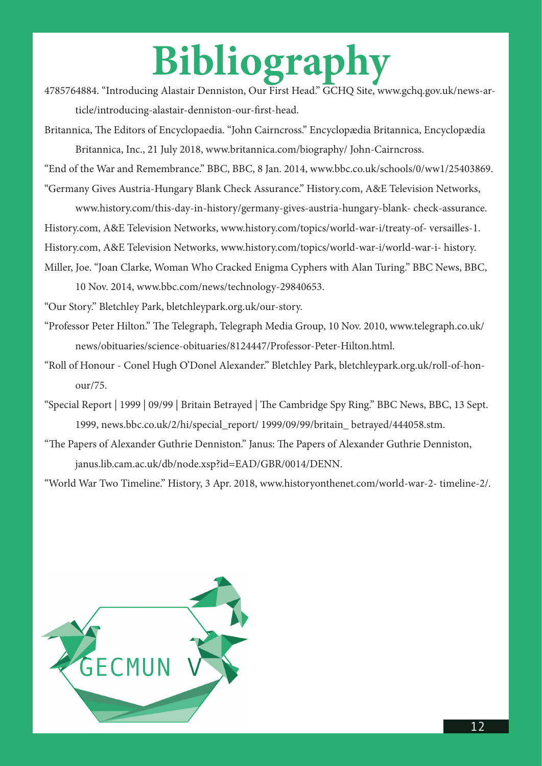# Bibliography

4785764884. "Introducing Alastair Denniston, Our First Head." GCHQ Site, www.gchq.gov.uk/news-article/introducing-alastair-denniston-our-first-head.

Britannica, The Editors of Encyclopaedia. "John Cairncross." Encyclopædia Britannica, Encyclopædia Britannica, Inc., 21 July 2018, www.britannica.com/biography/ John-Cairncross.

"End of the War and Remembrance." BBC, BBC, 8 Jan. 2014, www.bbc.co.uk/schools/0/ww1/25403869.

"Germany Gives Austria-Hungary Blank Check Assurance." History.com, A&E Television Networks, www.history.com/this-day-in-history/germany-gives-austria-hungary-blank- check-assurance.

History.com, A&E Television Networks, www.history.com/topics/world-war-i/treaty-of- versailles-1.

History.com, A&E Television Networks, www.history.com/topics/world-war-i/world-war-i- history.

Miller, Joe. "Joan Clarke, Woman Who Cracked Enigma Cyphers with Alan Turing." BBC News, BBC, 10 Nov. 2014, www.bbc.com/news/technology-29840653.

"Our Story." Bletchley Park, bletchleypark.org.uk/our-story.

"Professor Peter Hilton." The Telegraph, Telegraph Media Group, 10 Nov. 2010, www.telegraph.co.uk/news/obituaries/science-obituaries/8124447/Professor-Peter-Hilton.html.

"Roll of Honour - Conel Hugh O'Donel Alexander." Bletchley Park, bletchleypark.org.uk/roll-of-honour/75.

"Special Report | 1999 | 09/99 | Britain Betrayed | The Cambridge Spy Ring." BBC News, BBC, 13 Sept. 1999, news.bbc.co.uk/2/hi/special_report/ 1999/09/99/britain_ betrayed/444058.stm.

"The Papers of Alexander Guthrie Denniston." Janus: The Papers of Alexander Guthrie Denniston, janus.lib.cam.ac.uk/db/node.xsp?id=EAD/GBR/0014/DENN.

"World War Two Timeline." History, 3 Apr. 2018, www.historyonthenet.com/world-war-2- timeline-2/.

GECMUN V